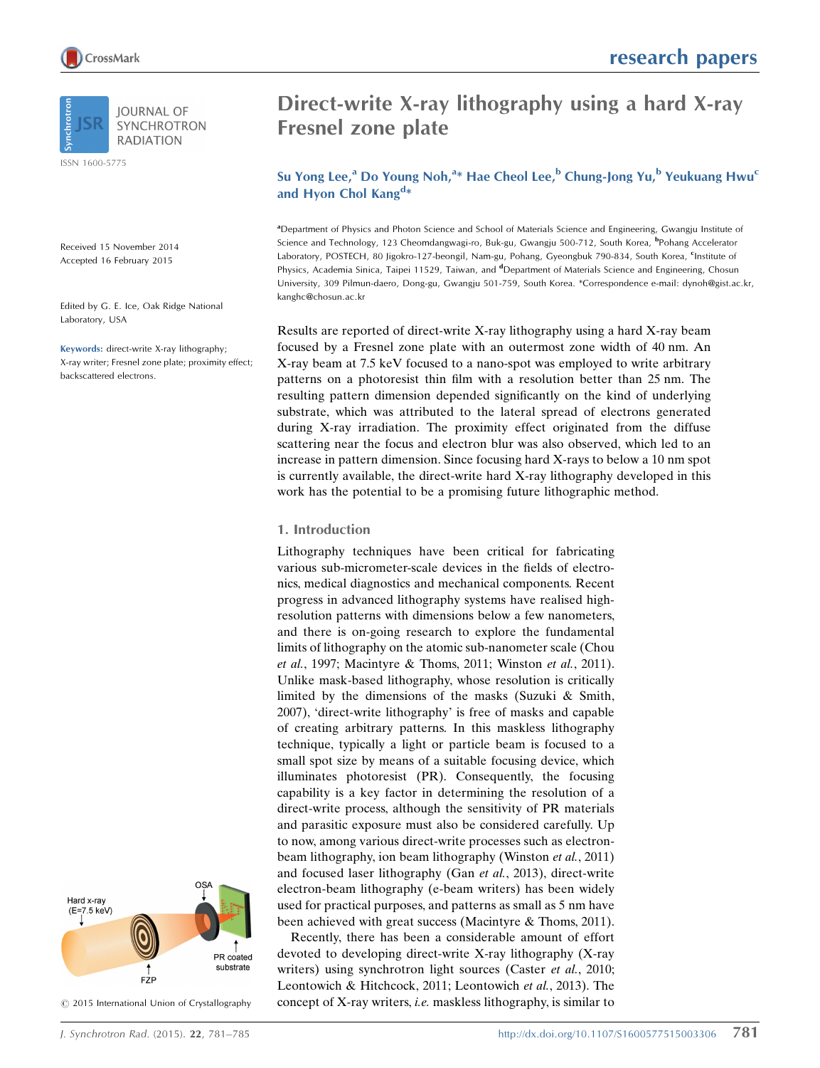# Direct-write X-ray lithography using a hard X-ray Fresnel zone plate

**Su Yong Lee,[a] Do Young Noh,[a]* Hae Cheol Lee,[b] Chung-Jong Yu,[b] Yeukuang Hwu[c] and Hyon Chol Kang[d]***

[a]Department of Physics and Photon Science and School of Materials Science and Engineering, Gwangju Institute of Science and Technology, 123 Cheomdangwagi-ro, Buk-gu, Gwangju 500-712, South Korea, [b]Pohang Accelerator Laboratory, POSTECH, 80 Jigokro-127-beongil, Nam-gu, Pohang, Gyeongbuk 790-834, South Korea, [c]Institute of Physics, Academia Sinica, Taipei 11529, Taiwan, and [d]Department of Materials Science and Engineering, Chosun University, 309 Pilmun-daero, Dong-gu, Gwangju 501-759, South Korea. *Correspondence e-mail: dynoh@gist.ac.kr, kanghc@chosun.ac.kr

Received 15 November 2014
Accepted 16 February 2015

Edited by G. E. Ice, Oak Ridge National Laboratory, USA

**Keywords:** direct-write X-ray lithography; X-ray writer; Fresnel zone plate; proximity effect; backscattered electrons.

Results are reported of direct-write X-ray lithography using a hard X-ray beam focused by a Fresnel zone plate with an outermost zone width of 40 nm. An X-ray beam at 7.5 keV focused to a nano-spot was employed to write arbitrary patterns on a photoresist thin film with a resolution better than 25 nm. The resulting pattern dimension depended significantly on the kind of underlying substrate, which was attributed to the lateral spread of electrons generated during X-ray irradiation. The proximity effect originated from the diffuse scattering near the focus and electron blur was also observed, which led to an increase in pattern dimension. Since focusing hard X-rays to below a 10 nm spot is currently available, the direct-write hard X-ray lithography developed in this work has the potential to be a promising future lithographic method.

Hard x-ray (E=7.5 keV) — FZP — OSA — PR coated substrate

## 1. Introduction

Lithography techniques have been critical for fabricating various sub-micrometer-scale devices in the fields of electronics, medical diagnostics and mechanical components. Recent progress in advanced lithography systems have realised high-resolution patterns with dimensions below a few nanometers, and there is on-going research to explore the fundamental limits of lithography on the atomic sub-nanometer scale (Chou *et al.*, 1997; Macintyre & Thoms, 2011; Winston *et al.*, 2011). Unlike mask-based lithography, whose resolution is critically limited by the dimensions of the masks (Suzuki & Smith, 2007), 'direct-write lithography' is free of masks and capable of creating arbitrary patterns. In this maskless lithography technique, typically a light or particle beam is focused to a small spot size by means of a suitable focusing device, which illuminates photoresist (PR). Consequently, the focusing capability is a key factor in determining the resolution of a direct-write process, although the sensitivity of PR materials and parasitic exposure must also be considered carefully. Up to now, among various direct-write processes such as electron-beam lithography, ion beam lithography (Winston *et al.*, 2011) and focused laser lithography (Gan *et al.*, 2013), direct-write electron-beam lithography (e-beam writers) has been widely used for practical purposes, and patterns as small as 5 nm have been achieved with great success (Macintyre & Thoms, 2011).

Recently, there has been a considerable amount of effort devoted to developing direct-write X-ray lithography (X-ray writers) using synchrotron light sources (Caster *et al.*, 2010; Leontowich & Hitchcock, 2011; Leontowich *et al.*, 2013). The concept of X-ray writers, *i.e.* maskless lithography, is similar to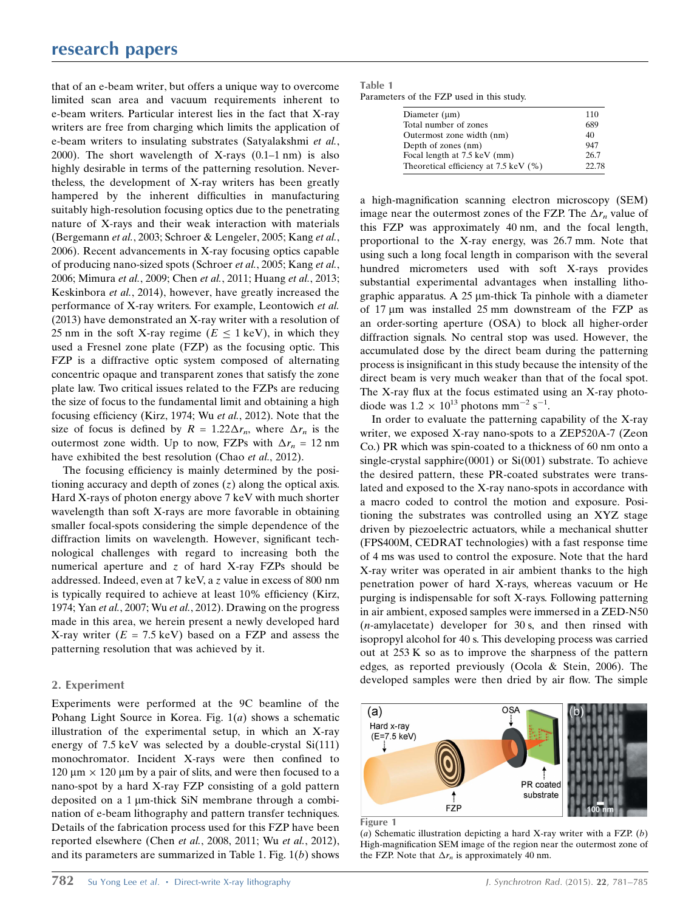that of an e-beam writer, but offers a unique way to overcome limited scan area and vacuum requirements inherent to e-beam writers. Particular interest lies in the fact that X-ray writers are free from charging which limits the application of e-beam writers to insulating substrates (Satyalakshmi *et al.*, 2000). The short wavelength of X-rays (0.1–1 nm) is also highly desirable in terms of the patterning resolution. Nevertheless, the development of X-ray writers has been greatly hampered by the inherent difficulties in manufacturing suitably high-resolution focusing optics due to the penetrating nature of X-rays and their weak interaction with materials (Bergemann *et al.*, 2003; Schroer & Lengeler, 2005; Kang *et al.*, 2006). Recent advancements in X-ray focusing optics capable of producing nano-sized spots (Schroer *et al.*, 2005; Kang *et al.*, 2006; Mimura *et al.*, 2009; Chen *et al.*, 2011; Huang *et al.*, 2013; Keskinbora *et al.*, 2014), however, have greatly increased the performance of X-ray writers. For example, Leontowich *et al.* (2013) have demonstrated an X-ray writer with a resolution of 25 nm in the soft X-ray regime ($E \leq 1$ keV), in which they used a Fresnel zone plate (FZP) as the focusing optic. This FZP is a diffractive optic system composed of alternating concentric opaque and transparent zones that satisfy the zone plate law. Two critical issues related to the FZPs are reducing the size of focus to the fundamental limit and obtaining a high focusing efficiency (Kirz, 1974; Wu *et al.*, 2012). Note that the size of focus is defined by $R = 1.22\Delta r_n$, where $\Delta r_n$ is the outermost zone width. Up to now, FZPs with $\Delta r_n$ = 12 nm have exhibited the best resolution (Chao *et al.*, 2012).

The focusing efficiency is mainly determined by the positioning accuracy and depth of zones ($z$) along the optical axis. Hard X-rays of photon energy above 7 keV with much shorter wavelength than soft X-rays are more favorable in obtaining smaller focal-spots considering the simple dependence of the diffraction limits on wavelength. However, significant technological challenges with regard to increasing both the numerical aperture and $z$ of hard X-ray FZPs should be addressed. Indeed, even at 7 keV, a $z$ value in excess of 800 nm is typically required to achieve at least 10% efficiency (Kirz, 1974; Yan *et al.*, 2007; Wu *et al.*, 2012). Drawing on the progress made in this area, we herein present a newly developed hard X-ray writer ($E$ = 7.5 keV) based on a FZP and assess the patterning resolution that was achieved by it.

## 2. Experiment

Experiments were performed at the 9C beamline of the Pohang Light Source in Korea. Fig. 1(*a*) shows a schematic illustration of the experimental setup, in which an X-ray energy of 7.5 keV was selected by a double-crystal Si(111) monochromator. Incident X-rays were then confined to 120 µm × 120 µm by a pair of slits, and were then focused to a nano-spot by a hard X-ray FZP consisting of a gold pattern deposited on a 1 µm-thick SiN membrane through a combination of e-beam lithography and pattern transfer techniques. Details of the fabrication process used for this FZP have been reported elsewhere (Chen *et al.*, 2008, 2011; Wu *et al.*, 2012), and its parameters are summarized in Table 1. Fig. 1(*b*) shows a high-magnification scanning electron microscopy (SEM) image near the outermost zones of the FZP. The $\Delta r_n$ value of this FZP was approximately 40 nm, and the focal length, proportional to the X-ray energy, was 26.7 mm. Note that using such a long focal length in comparison with the several hundred micrometers used with soft X-rays provides substantial experimental advantages when installing lithographic apparatus. A 25 µm-thick Ta pinhole with a diameter of 17 µm was installed 25 mm downstream of the FZP as an order-sorting aperture (OSA) to block all higher-order diffraction signals. No central stop was used. However, the accumulated dose by the direct beam during the patterning process is insignificant in this study because the intensity of the direct beam is very much weaker than that of the focal spot. The X-ray flux at the focus estimated using an X-ray photodiode was $1.2 \times 10^{13}$ photons mm$^{-2}$ s$^{-1}$.

Table 1
Parameters of the FZP used in this study.

| Parameter | Value |
| --- | --- |
| Diameter (µm) | 110 |
| Total number of zones | 689 |
| Outermost zone width (nm) | 40 |
| Depth of zones (nm) | 947 |
| Focal length at 7.5 keV (mm) | 26.7 |
| Theoretical efficiency at 7.5 keV (%) | 22.78 |

In order to evaluate the patterning capability of the X-ray writer, we exposed X-ray nano-spots to a ZEP520A-7 (Zeon Co.) PR which was spin-coated to a thickness of 60 nm onto a single-crystal sapphire(0001) or Si(001) substrate. To achieve the desired pattern, these PR-coated substrates were translated and exposed to the X-ray nano-spots in accordance with a macro coded to control the motion and exposure. Positioning the substrates was controlled using an XYZ stage driven by piezoelectric actuators, while a mechanical shutter (FPS400M, CEDRAT technologies) with a fast response time of 4 ms was used to control the exposure. Note that the hard X-ray writer was operated in air ambient thanks to the high penetration power of hard X-rays, whereas vacuum or He purging is indispensable for soft X-rays. Following patterning in air ambient, exposed samples were immersed in a ZED-N50 (*n*-amylacetate) developer for 30 s, and then rinsed with isopropyl alcohol for 40 s. This developing process was carried out at 253 K so as to improve the sharpness of the pattern edges, as reported previously (Ocola & Stein, 2006). The developed samples were then dried by air flow. The simple

Figure 1
(*a*) Schematic illustration depicting a hard X-ray writer with a FZP. (*b*) High-magnification SEM image of the region near the outermost zone of the FZP. Note that $\Delta r_n$ is approximately 40 nm.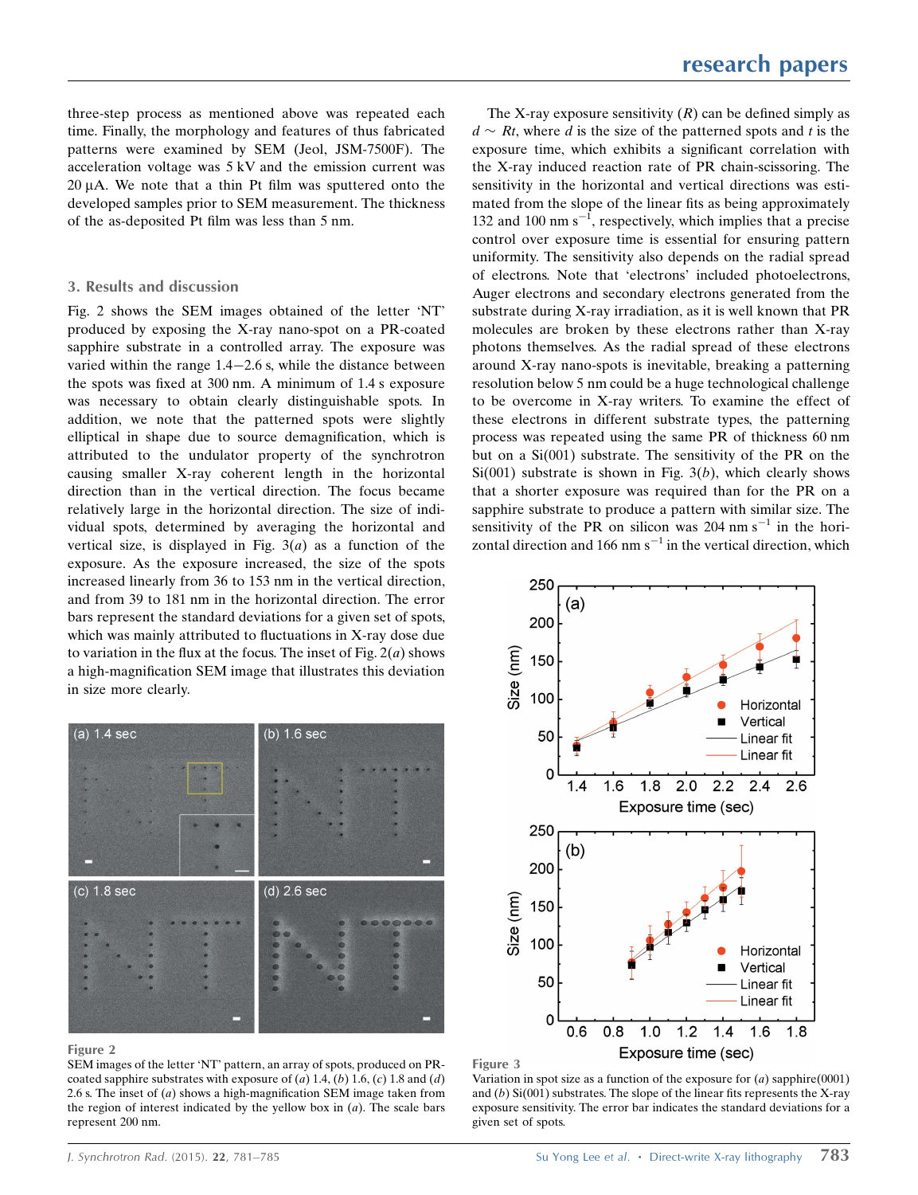three-step process as mentioned above was repeated each time. Finally, the morphology and features of thus fabricated patterns were examined by SEM (Jeol, JSM-7500F). The acceleration voltage was 5 kV and the emission current was 20 µA. We note that a thin Pt film was sputtered onto the developed samples prior to SEM measurement. The thickness of the as-deposited Pt film was less than 5 nm.

## 3. Results and discussion

Fig. 2 shows the SEM images obtained of the letter 'NT' produced by exposing the X-ray nano-spot on a PR-coated sapphire substrate in a controlled array. The exposure was varied within the range 1.4–2.6 s, while the distance between the spots was fixed at 300 nm. A minimum of 1.4 s exposure was necessary to obtain clearly distinguishable spots. In addition, we note that the patterned spots were slightly elliptical in shape due to source demagnification, which is attributed to the undulator property of the synchrotron causing smaller X-ray coherent length in the horizontal direction than in the vertical direction. The focus became relatively large in the horizontal direction. The size of individual spots, determined by averaging the horizontal and vertical size, is displayed in Fig. 3(*a*) as a function of the exposure. As the exposure increased, the size of the spots increased linearly from 36 to 153 nm in the vertical direction, and from 39 to 181 nm in the horizontal direction. The error bars represent the standard deviations for a given set of spots, which was mainly attributed to fluctuations in X-ray dose due to variation in the flux at the focus. The inset of Fig. 2(*a*) shows a high-magnification SEM image that illustrates this deviation in size more clearly.

**Figure 2**
SEM images of the letter 'NT' pattern, an array of spots, produced on PR-coated sapphire substrates with exposure of (*a*) 1.4, (*b*) 1.6, (*c*) 1.8 and (*d*) 2.6 s. The inset of (*a*) shows a high-magnification SEM image taken from the region of interest indicated by the yellow box in (*a*). The scale bars represent 200 nm.

The X-ray exposure sensitivity ($R$) can be defined simply as $d \sim Rt$, where $d$ is the size of the patterned spots and $t$ is the exposure time, which exhibits a significant correlation with the X-ray induced reaction rate of PR chain-scissoring. The sensitivity in the horizontal and vertical directions was estimated from the slope of the linear fits as being approximately 132 and 100 nm s$^{-1}$, respectively, which implies that a precise control over exposure time is essential for ensuring pattern uniformity. The sensitivity also depends on the radial spread of electrons. Note that 'electrons' included photoelectrons, Auger electrons and secondary electrons generated from the substrate during X-ray irradiation, as it is well known that PR molecules are broken by these electrons rather than X-ray photons themselves. As the radial spread of these electrons around X-ray nano-spots is inevitable, breaking a patterning resolution below 5 nm could be a huge technological challenge to be overcome in X-ray writers. To examine the effect of these electrons in different substrate types, the patterning process was repeated using the same PR of thickness 60 nm but on a Si(001) substrate. The sensitivity of the PR on the Si(001) substrate is shown in Fig. 3(*b*), which clearly shows that a shorter exposure was required than for the PR on a sapphire substrate to produce a pattern with similar size. The sensitivity of the PR on silicon was 204 nm s$^{-1}$ in the horizontal direction and 166 nm s$^{-1}$ in the vertical direction, which

**Figure 3**
Variation in spot size as a function of the exposure for (*a*) sapphire(0001) and (*b*) Si(001) substrates. The slope of the linear fits represents the X-ray exposure sensitivity. The error bar indicates the standard deviations for a given set of spots.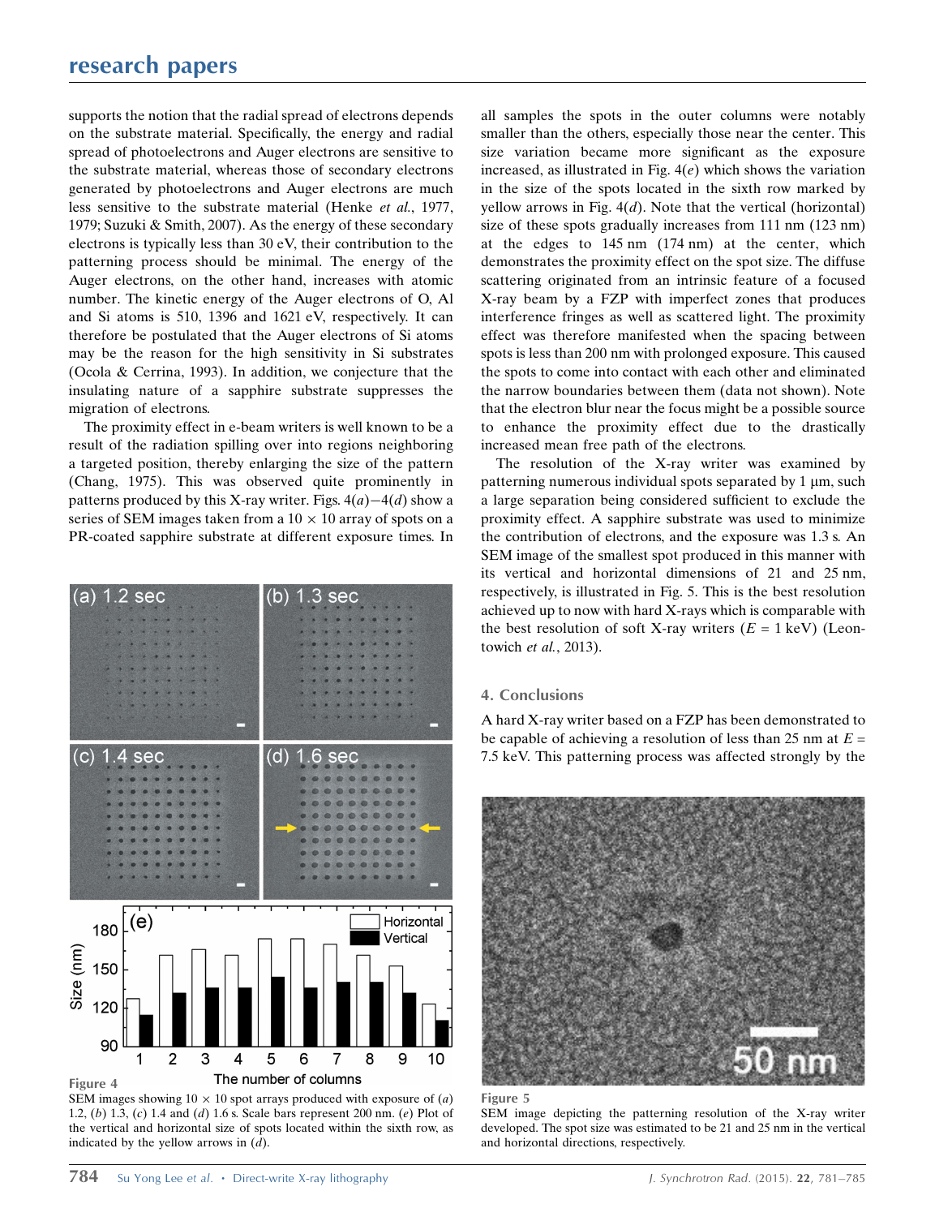supports the notion that the radial spread of electrons depends on the substrate material. Specifically, the energy and radial spread of photoelectrons and Auger electrons are sensitive to the substrate material, whereas those of secondary electrons generated by photoelectrons and Auger electrons are much less sensitive to the substrate material (Henke *et al.*, 1977, 1979; Suzuki & Smith, 2007). As the energy of these secondary electrons is typically less than 30 eV, their contribution to the patterning process should be minimal. The energy of the Auger electrons, on the other hand, increases with atomic number. The kinetic energy of the Auger electrons of O, Al and Si atoms is 510, 1396 and 1621 eV, respectively. It can therefore be postulated that the Auger electrons of Si atoms may be the reason for the high sensitivity in Si substrates (Ocola & Cerrina, 1993). In addition, we conjecture that the insulating nature of a sapphire substrate suppresses the migration of electrons.

The proximity effect in e-beam writers is well known to be a result of the radiation spilling over into regions neighboring a targeted position, thereby enlarging the size of the pattern (Chang, 1975). This was observed quite prominently in patterns produced by this X-ray writer. Figs. 4(*a*)–4(*d*) show a series of SEM images taken from a 10 × 10 array of spots on a PR-coated sapphire substrate at different exposure times. In all samples the spots in the outer columns were notably smaller than the others, especially those near the center. This size variation became more significant as the exposure increased, as illustrated in Fig. 4(*e*) which shows the variation in the size of the spots located in the sixth row marked by yellow arrows in Fig. 4(*d*). Note that the vertical (horizontal) size of these spots gradually increases from 111 nm (123 nm) at the edges to 145 nm (174 nm) at the center, which demonstrates the proximity effect on the spot size. The diffuse scattering originated from an intrinsic feature of a focused X-ray beam by a FZP with imperfect zones that produces interference fringes as well as scattered light. The proximity effect was therefore manifested when the spacing between spots is less than 200 nm with prolonged exposure. This caused the spots to come into contact with each other and eliminated the narrow boundaries between them (data not shown). Note that the electron blur near the focus might be a possible source to enhance the proximity effect due to the drastically increased mean free path of the electrons.

**Figure 4**
SEM images showing 10 × 10 spot arrays produced with exposure of (*a*) 1.2, (*b*) 1.3, (*c*) 1.4 and (*d*) 1.6 s. Scale bars represent 200 nm. (*e*) Plot of the vertical and horizontal size of spots located within the sixth row, as indicated by the yellow arrows in (*d*).

The resolution of the X-ray writer was examined by patterning numerous individual spots separated by 1 µm, such a large separation being considered sufficient to exclude the proximity effect. A sapphire substrate was used to minimize the contribution of electrons, and the exposure was 1.3 s. An SEM image of the smallest spot produced in this manner with its vertical and horizontal dimensions of 21 and 25 nm, respectively, is illustrated in Fig. 5. This is the best resolution achieved up to now with hard X-rays which is comparable with the best resolution of soft X-ray writers ($E$ = 1 keV) (Leontowich *et al.*, 2013).

## 4. Conclusions

A hard X-ray writer based on a FZP has been demonstrated to be capable of achieving a resolution of less than 25 nm at $E$ = 7.5 keV. This patterning process was affected strongly by the

**Figure 5**
SEM image depicting the patterning resolution of the X-ray writer developed. The spot size was estimated to be 21 and 25 nm in the vertical and horizontal directions, respectively.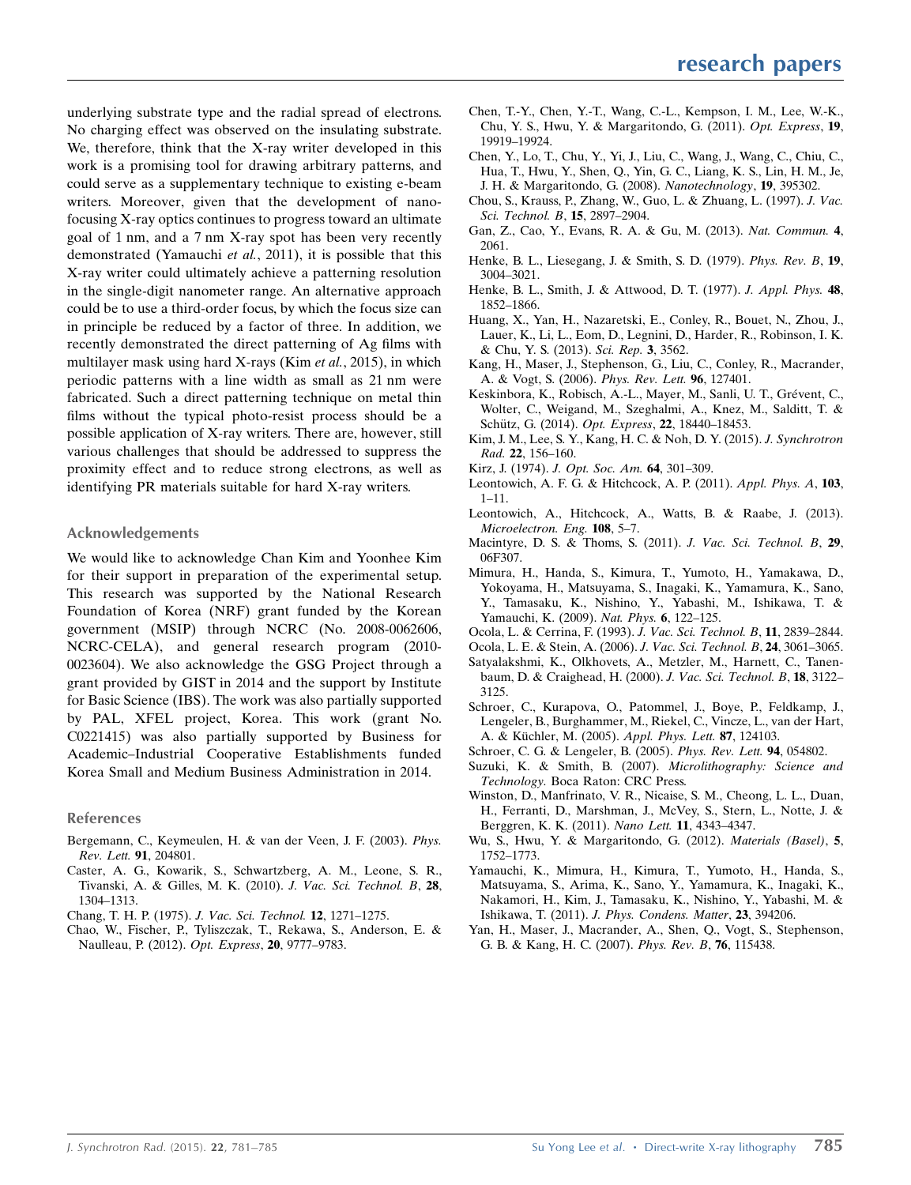underlying substrate type and the radial spread of electrons. No charging effect was observed on the insulating substrate. We, therefore, think that the X-ray writer developed in this work is a promising tool for drawing arbitrary patterns, and could serve as a supplementary technique to existing e-beam writers. Moreover, given that the development of nano-focusing X-ray optics continues to progress toward an ultimate goal of 1 nm, and a 7 nm X-ray spot has been very recently demonstrated (Yamauchi *et al.*, 2011), it is possible that this X-ray writer could ultimately achieve a patterning resolution in the single-digit nanometer range. An alternative approach could be to use a third-order focus, by which the focus size can in principle be reduced by a factor of three. In addition, we recently demonstrated the direct patterning of Ag films with multilayer mask using hard X-rays (Kim *et al.*, 2015), in which periodic patterns with a line width as small as 21 nm were fabricated. Such a direct patterning technique on metal thin films without the typical photo-resist process should be a possible application of X-ray writers. There are, however, still various challenges that should be addressed to suppress the proximity effect and to reduce strong electrons, as well as identifying PR materials suitable for hard X-ray writers.

## Acknowledgements

We would like to acknowledge Chan Kim and Yoonhee Kim for their support in preparation of the experimental setup. This research was supported by the National Research Foundation of Korea (NRF) grant funded by the Korean government (MSIP) through NCRC (No. 2008-0062606, NCRC-CELA), and general research program (2010-0023604). We also acknowledge the GSG Project through a grant provided by GIST in 2014 and the support by Institute for Basic Science (IBS). The work was also partially supported by PAL, XFEL project, Korea. This work (grant No. C0221415) was also partially supported by Business for Academic–Industrial Cooperative Establishments funded Korea Small and Medium Business Administration in 2014.

## References

Bergemann, C., Keymeulen, H. & van der Veen, J. F. (2003). *Phys. Rev. Lett.* **91**, 204801.

Caster, A. G., Kowarik, S., Schwartzberg, A. M., Leone, S. R., Tivanski, A. & Gilles, M. K. (2010). *J. Vac. Sci. Technol. B*, **28**, 1304–1313.

Chang, T. H. P. (1975). *J. Vac. Sci. Technol.* **12**, 1271–1275.

Chao, W., Fischer, P., Tyliszczak, T., Rekawa, S., Anderson, E. & Naulleau, P. (2012). *Opt. Express*, **20**, 9777–9783.

Chen, T.-Y., Chen, Y.-T., Wang, C.-L., Kempson, I. M., Lee, W.-K., Chu, Y. S., Hwu, Y. & Margaritondo, G. (2011). *Opt. Express*, **19**, 19919–19924.

Chen, Y., Lo, T., Chu, Y., Yi, J., Liu, C., Wang, J., Wang, C., Chiu, C., Hua, T., Hwu, Y., Shen, Q., Yin, G. C., Liang, K. S., Lin, H. M., Je, J. H. & Margaritondo, G. (2008). *Nanotechnology*, **19**, 395302.

Chou, S., Krauss, P., Zhang, W., Guo, L. & Zhuang, L. (1997). *J. Vac. Sci. Technol. B*, **15**, 2897–2904.

Gan, Z., Cao, Y., Evans, R. A. & Gu, M. (2013). *Nat. Commun.* **4**, 2061.

Henke, B. L., Liesegang, J. & Smith, S. D. (1979). *Phys. Rev. B*, **19**, 3004–3021.

Henke, B. L., Smith, J. & Attwood, D. T. (1977). *J. Appl. Phys.* **48**, 1852–1866.

Huang, X., Yan, H., Nazaretski, E., Conley, R., Bouet, N., Zhou, J., Lauer, K., Li, L., Eom, D., Legnini, D., Harder, R., Robinson, I. K. & Chu, Y. S. (2013). *Sci. Rep.* **3**, 3562.

Kang, H., Maser, J., Stephenson, G., Liu, C., Conley, R., Macrander, A. & Vogt, S. (2006). *Phys. Rev. Lett.* **96**, 127401.

Keskinbora, K., Robisch, A.-L., Mayer, M., Sanli, U. T., Grévent, C., Wolter, C., Weigand, M., Szeghalmi, A., Knez, M., Salditt, T. & Schütz, G. (2014). *Opt. Express*, **22**, 18440–18453.

Kim, J. M., Lee, S. Y., Kang, H. C. & Noh, D. Y. (2015). *J. Synchrotron Rad.* **22**, 156–160.

Kirz, J. (1974). *J. Opt. Soc. Am.* **64**, 301–309.

Leontowich, A. F. G. & Hitchcock, A. P. (2011). *Appl. Phys. A*, **103**, 1–11.

Leontowich, A., Hitchcock, A., Watts, B. & Raabe, J. (2013). *Microelectron. Eng.* **108**, 5–7.

Macintyre, D. S. & Thoms, S. (2011). *J. Vac. Sci. Technol. B*, **29**, 06F307.

Mimura, H., Handa, S., Kimura, T., Yumoto, H., Yamakawa, D., Yokoyama, H., Matsuyama, S., Inagaki, K., Yamamura, K., Sano, Y., Tamasaku, K., Nishino, Y., Yabashi, M., Ishikawa, T. & Yamauchi, K. (2009). *Nat. Phys.* **6**, 122–125.

Ocola, L. & Cerrina, F. (1993). *J. Vac. Sci. Technol. B*, **11**, 2839–2844.

Ocola, L. E. & Stein, A. (2006). *J. Vac. Sci. Technol. B*, **24**, 3061–3065.

Satyalakshmi, K., Olkhovets, A., Metzler, M., Harnett, C., Tanenbaum, D. & Craighead, H. (2000). *J. Vac. Sci. Technol. B*, **18**, 3122–3125.

Schroer, C., Kurapova, O., Patommel, J., Boye, P., Feldkamp, J., Lengeler, B., Burghammer, M., Riekel, C., Vincze, L., van der Hart, A. & Küchler, M. (2005). *Appl. Phys. Lett.* **87**, 124103.

Schroer, C. G. & Lengeler, B. (2005). *Phys. Rev. Lett.* **94**, 054802.

Suzuki, K. & Smith, B. (2007). *Microlithography: Science and Technology*. Boca Raton: CRC Press.

Winston, D., Manfrinato, V. R., Nicaise, S. M., Cheong, L. L., Duan, H., Ferranti, D., Marshman, J., McVey, S., Stern, L., Notte, J. & Berggren, K. K. (2011). *Nano Lett.* **11**, 4343–4347.

Wu, S., Hwu, Y. & Margaritondo, G. (2012). *Materials (Basel)*, **5**, 1752–1773.

Yamauchi, K., Mimura, H., Kimura, T., Yumoto, H., Handa, S., Matsuyama, S., Arima, K., Sano, Y., Yamamura, K., Inagaki, K., Nakamori, H., Kim, J., Tamasaku, K., Nishino, Y., Yabashi, M. & Ishikawa, T. (2011). *J. Phys. Condens. Matter*, **23**, 394206.

Yan, H., Maser, J., Macrander, A., Shen, Q., Vogt, S., Stephenson, G. B. & Kang, H. C. (2007). *Phys. Rev. B*, **76**, 115438.